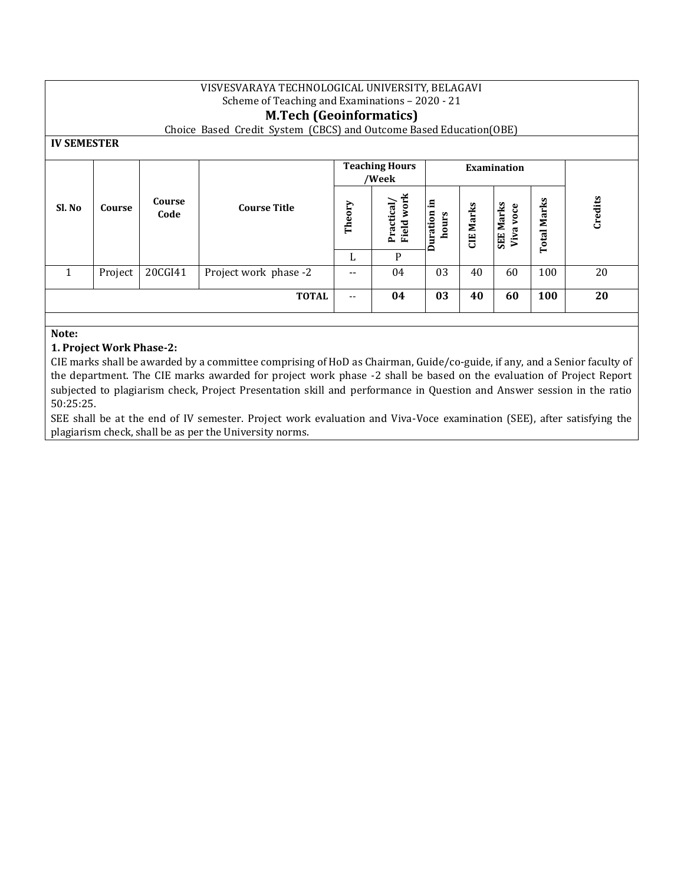VISVESVARAYA TECHNOLOGICAL UNIVERSITY, BELAGAVI

Scheme of Teaching and Examinations – 2020 - 21

## M.Tech (Geoinformatics)

Choice Based Credit System (CBCS) and Outcome Based Education(OBE)

**IV SEMESTER**

| Sl. No | Course | Course Code | Course Title | Teaching Hours /Week | | Examination | | | | Credits |
|---|---|---|---|---|---|---|---|---|---|---|
| | | | | Theory | Practical/ Field work | Duration in hours | CIE Marks | SEE Marks Viva voce | Total Marks | |
| | | | | L | P | | | | | |
| 1 | Project | 20CGI41 | Project work phase -2 | -- | 04 | 03 | 40 | 60 | 100 | 20 |
| | | | **TOTAL** | -- | **04** | **03** | **40** | **60** | **100** | **20** |

**Note:**

**1. Project Work Phase-2:**

CIE marks shall be awarded by a committee comprising of HoD as Chairman, Guide/co-guide, if any, and a Senior faculty of the department. The CIE marks awarded for project work phase -2 shall be based on the evaluation of Project Report subjected to plagiarism check, Project Presentation skill and performance in Question and Answer session in the ratio 50:25:25.

SEE shall be at the end of IV semester. Project work evaluation and Viva-Voce examination (SEE), after satisfying the plagiarism check, shall be as per the University norms.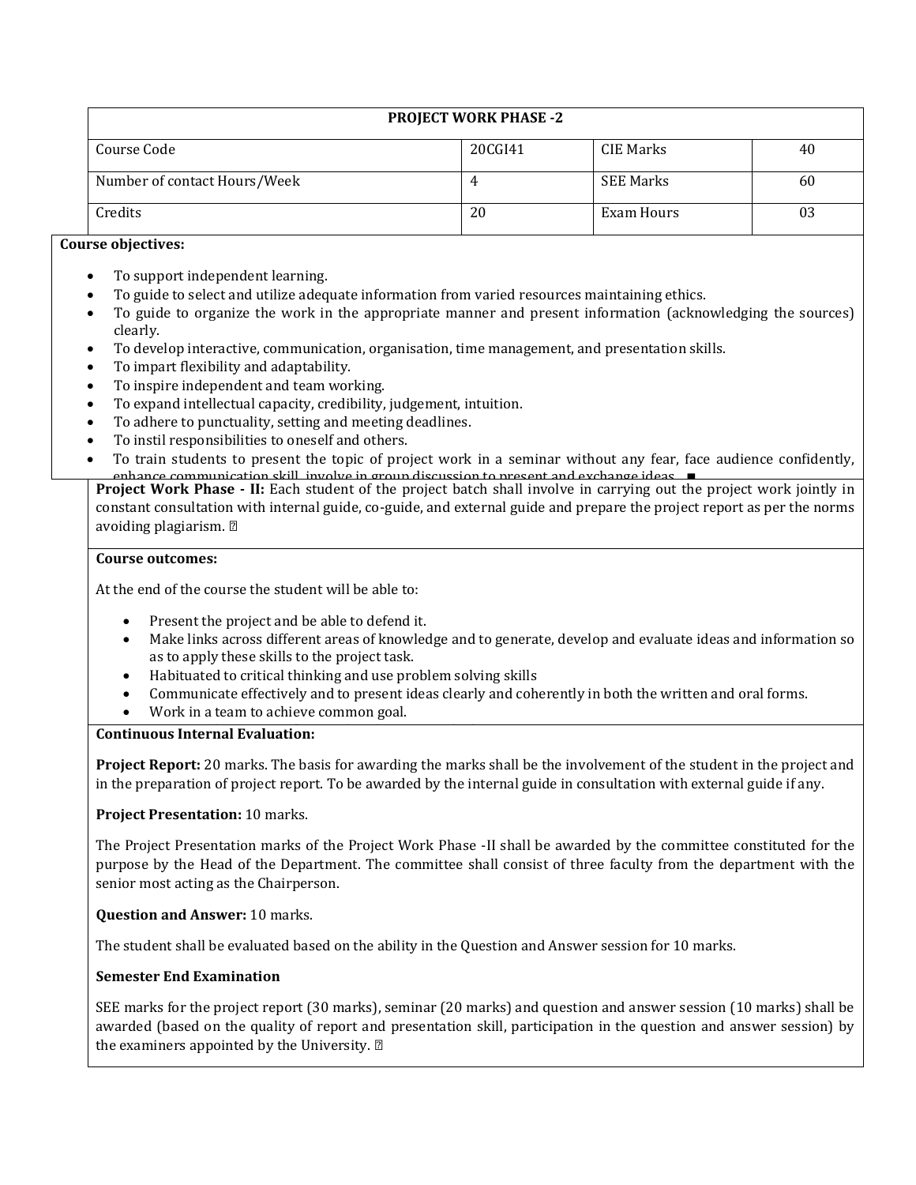| PROJECT WORK PHASE -2 | | | |
|---|---|---|---|
| Course Code | 20CGI41 | CIE Marks | 40 |
| Number of contact Hours/Week | 4 | SEE Marks | 60 |
| Credits | 20 | Exam Hours | 03 |

**Course objectives:**

- To support independent learning.
- To guide to select and utilize adequate information from varied resources maintaining ethics.
- To guide to organize the work in the appropriate manner and present information (acknowledging the sources) clearly.
- To develop interactive, communication, organisation, time management, and presentation skills.
- To impart flexibility and adaptability.
- To inspire independent and team working.
- To expand intellectual capacity, credibility, judgement, intuition.
- To adhere to punctuality, setting and meeting deadlines.
- To instil responsibilities to oneself and others.
- To train students to present the topic of project work in a seminar without any fear, face audience confidently, enhance communication skill, involve in group discussion to present and exchange ideas.

**Project Work Phase - II:** Each student of the project batch shall involve in carrying out the project work jointly in constant consultation with internal guide, co-guide, and external guide and prepare the project report as per the norms avoiding plagiarism.

**Course outcomes:**

At the end of the course the student will be able to:

- Present the project and be able to defend it.
- Make links across different areas of knowledge and to generate, develop and evaluate ideas and information so as to apply these skills to the project task.
- Habituated to critical thinking and use problem solving skills
- Communicate effectively and to present ideas clearly and coherently in both the written and oral forms.
- Work in a team to achieve common goal.

**Continuous Internal Evaluation:**

**Project Report:** 20 marks. The basis for awarding the marks shall be the involvement of the student in the project and in the preparation of project report. To be awarded by the internal guide in consultation with external guide if any.

**Project Presentation:** 10 marks.

The Project Presentation marks of the Project Work Phase -II shall be awarded by the committee constituted for the purpose by the Head of the Department. The committee shall consist of three faculty from the department with the senior most acting as the Chairperson.

**Question and Answer:** 10 marks.

The student shall be evaluated based on the ability in the Question and Answer session for 10 marks.

**Semester End Examination**

SEE marks for the project report (30 marks), seminar (20 marks) and question and answer session (10 marks) shall be awarded (based on the quality of report and presentation skill, participation in the question and answer session) by the examiners appointed by the University.